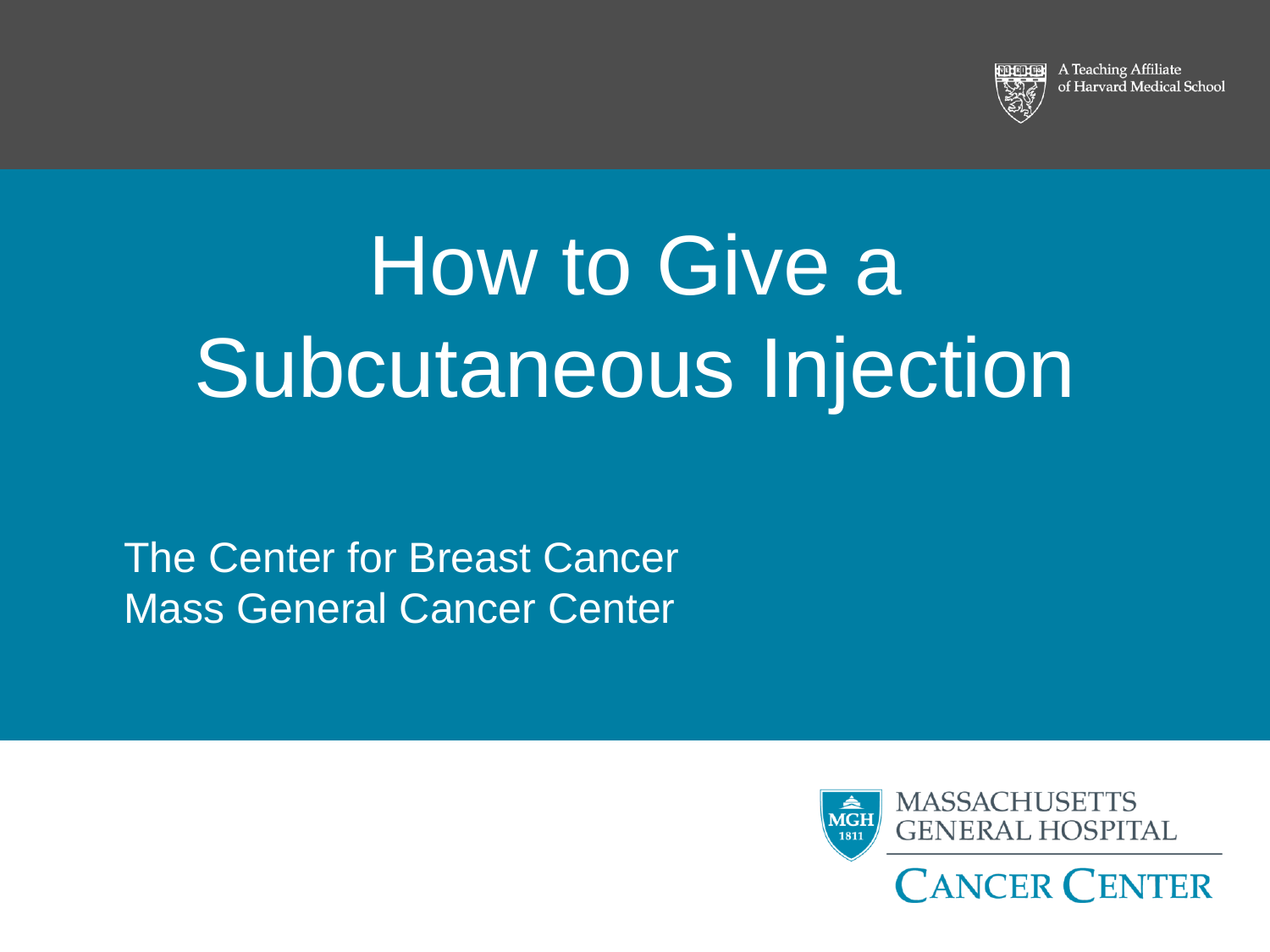A Teaching Affiliate of Harvard Medical School

# How to Give a Subcutaneous Injection

The Center for Breast Cancer
Mass General Cancer Center

MASSACHUSETTS GENERAL HOSPITAL
CANCER CENTER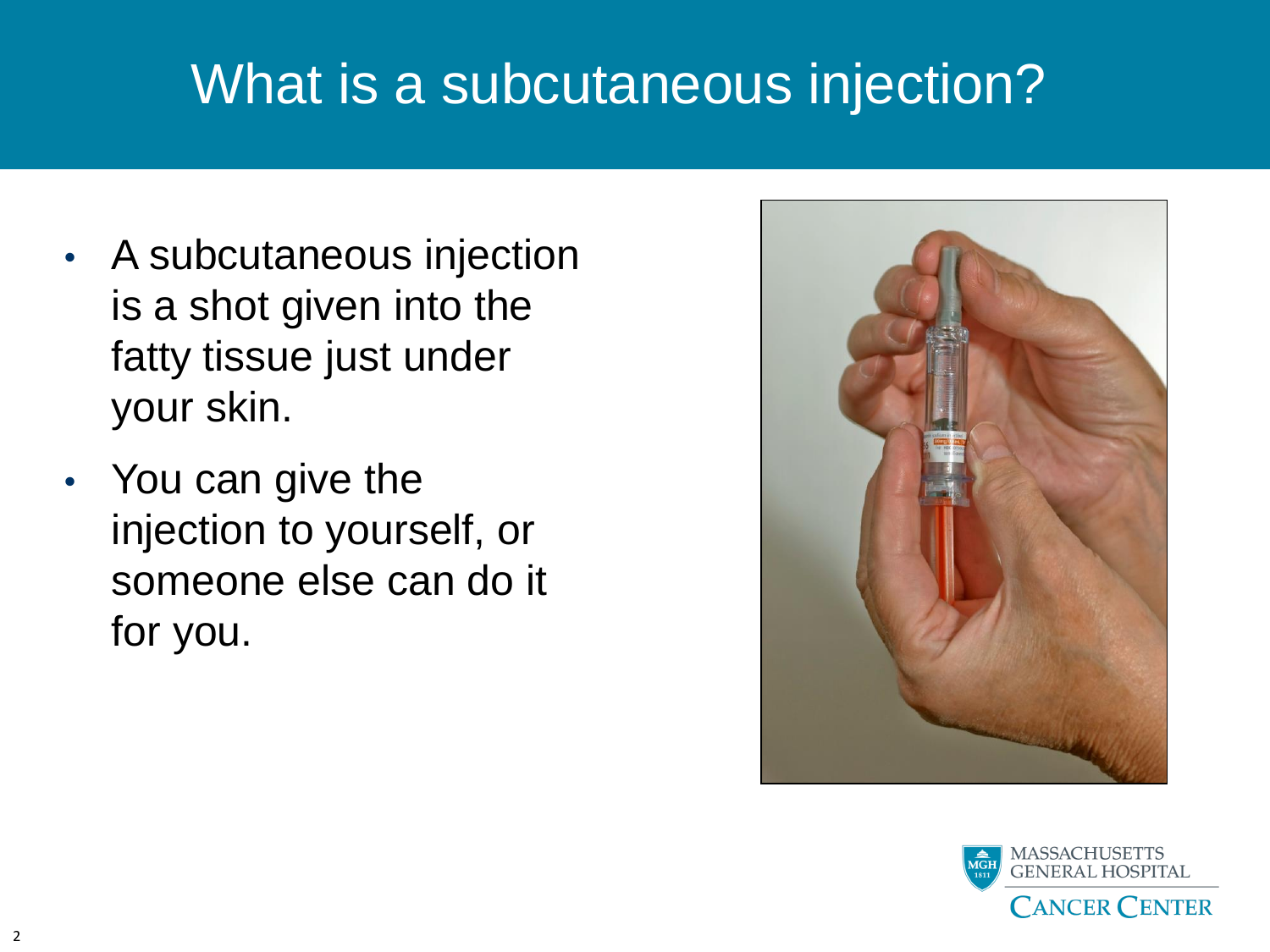# What is a subcutaneous injection?

- A subcutaneous injection is a shot given into the fatty tissue just under your skin.
- You can give the injection to yourself, or someone else can do it for you.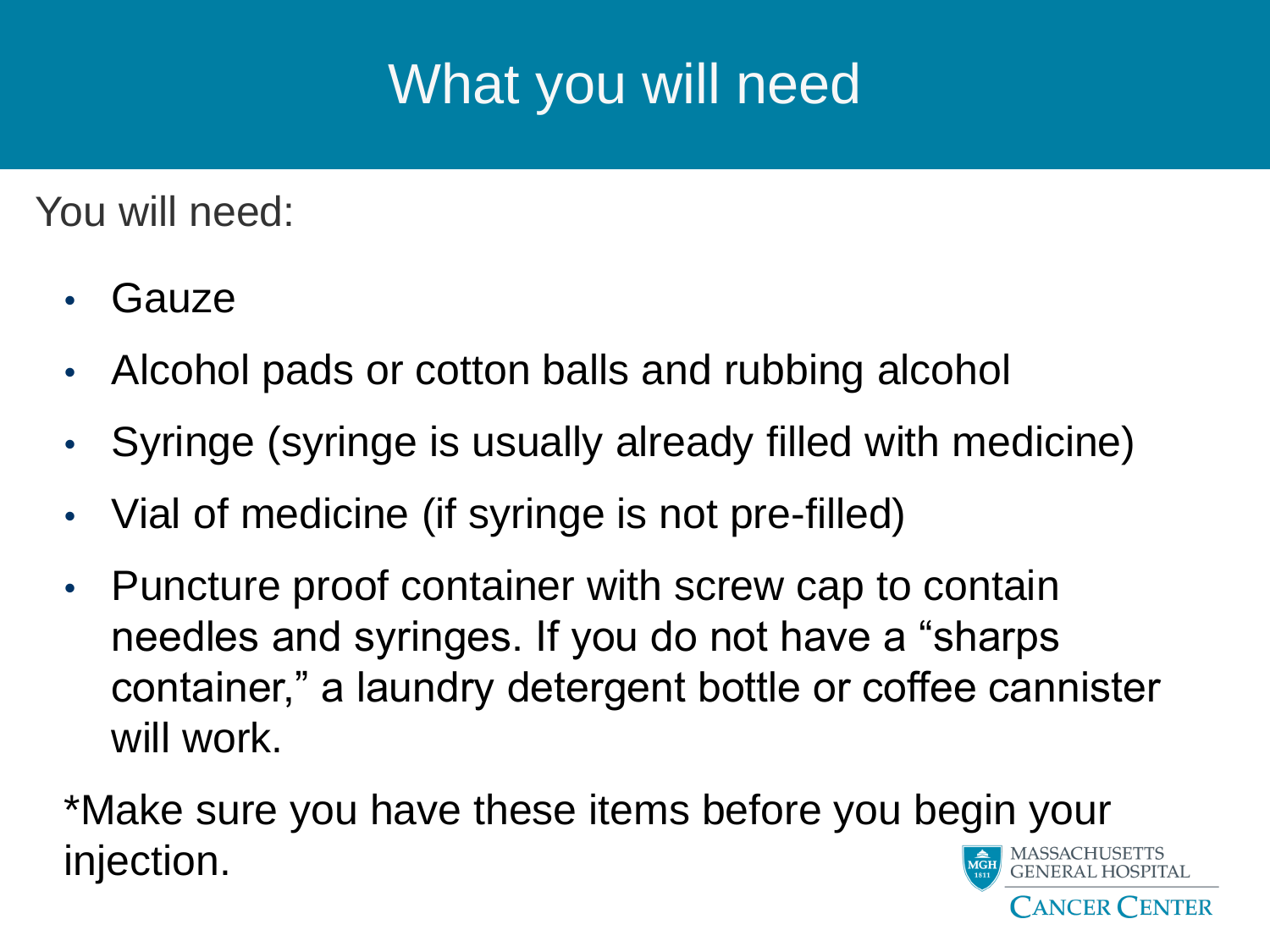# What you will need

You will need:

- Gauze
- Alcohol pads or cotton balls and rubbing alcohol
- Syringe (syringe is usually already filled with medicine)
- Vial of medicine (if syringe is not pre-filled)
- Puncture proof container with screw cap to contain needles and syringes. If you do not have a “sharps container,” a laundry detergent bottle or coffee cannister will work.

*Make sure you have these items before you begin your injection.

MASSACHUSETTS GENERAL HOSPITAL
CANCER CENTER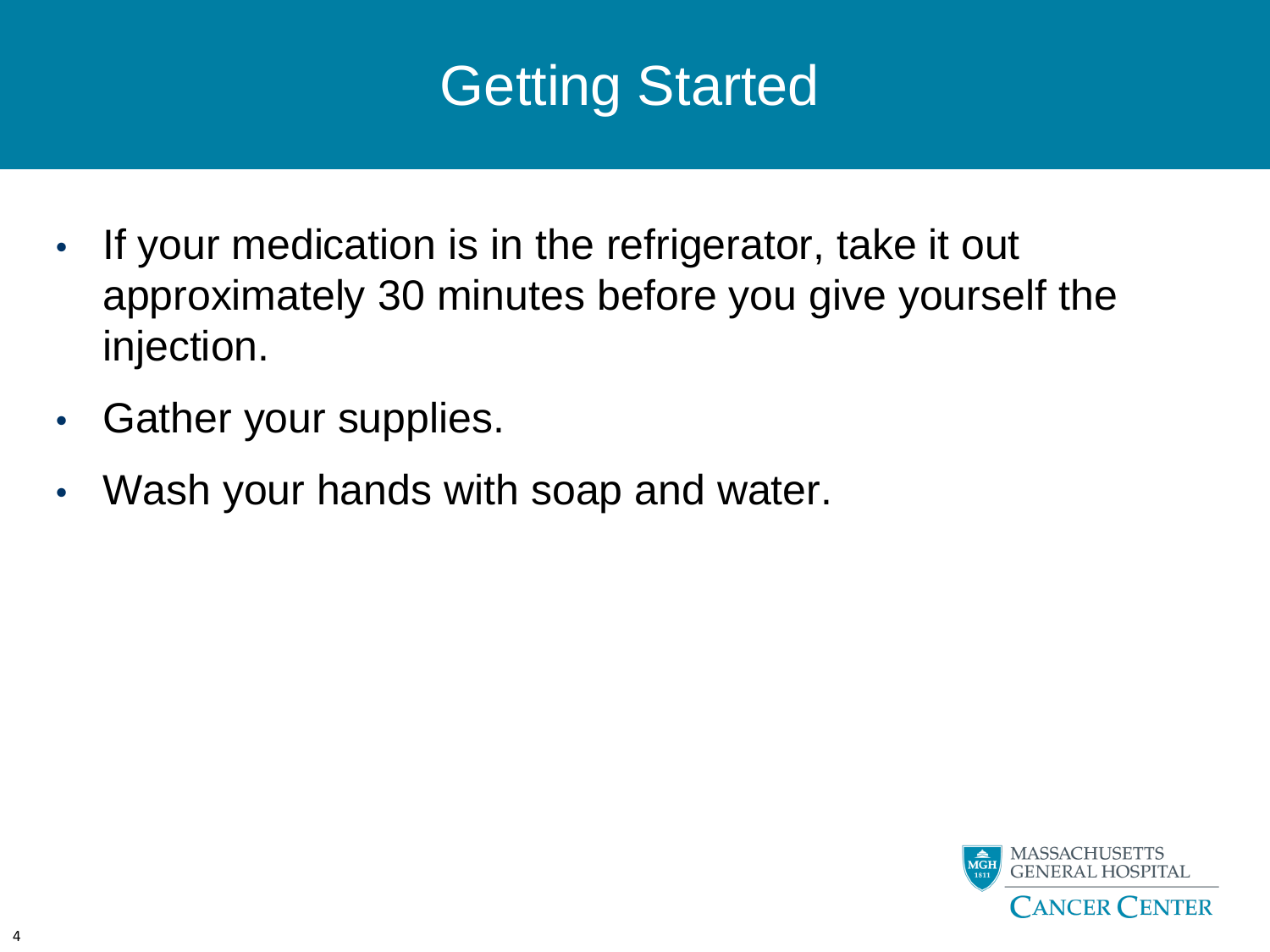# Getting Started

- If your medication is in the refrigerator, take it out approximately 30 minutes before you give yourself the injection.
- Gather your supplies.
- Wash your hands with soap and water.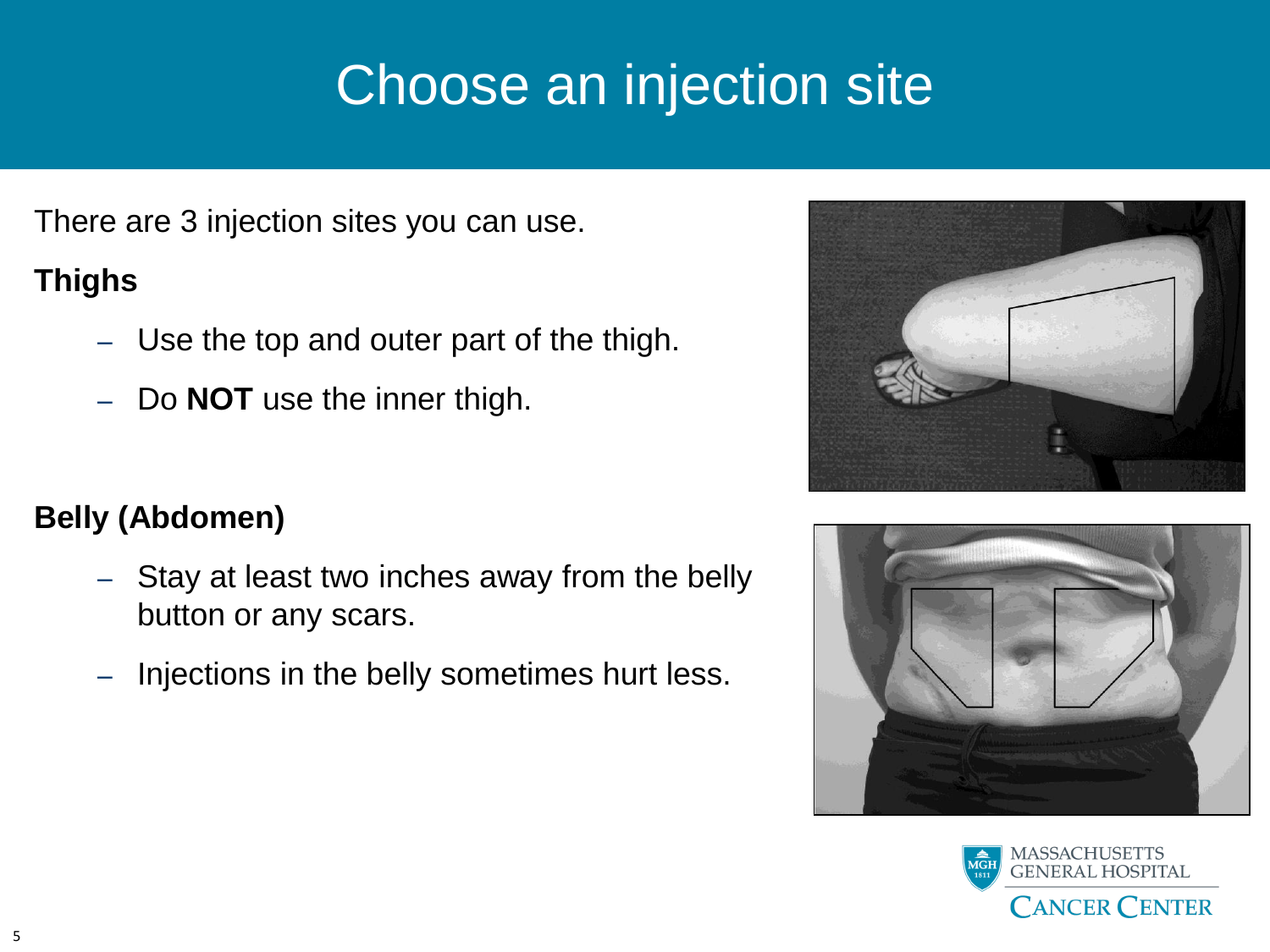# Choose an injection site

There are 3 injection sites you can use.

**Thighs**

- Use the top and outer part of the thigh.
- Do **NOT** use the inner thigh.

**Belly (Abdomen)**

- Stay at least two inches away from the belly button or any scars.
- Injections in the belly sometimes hurt less.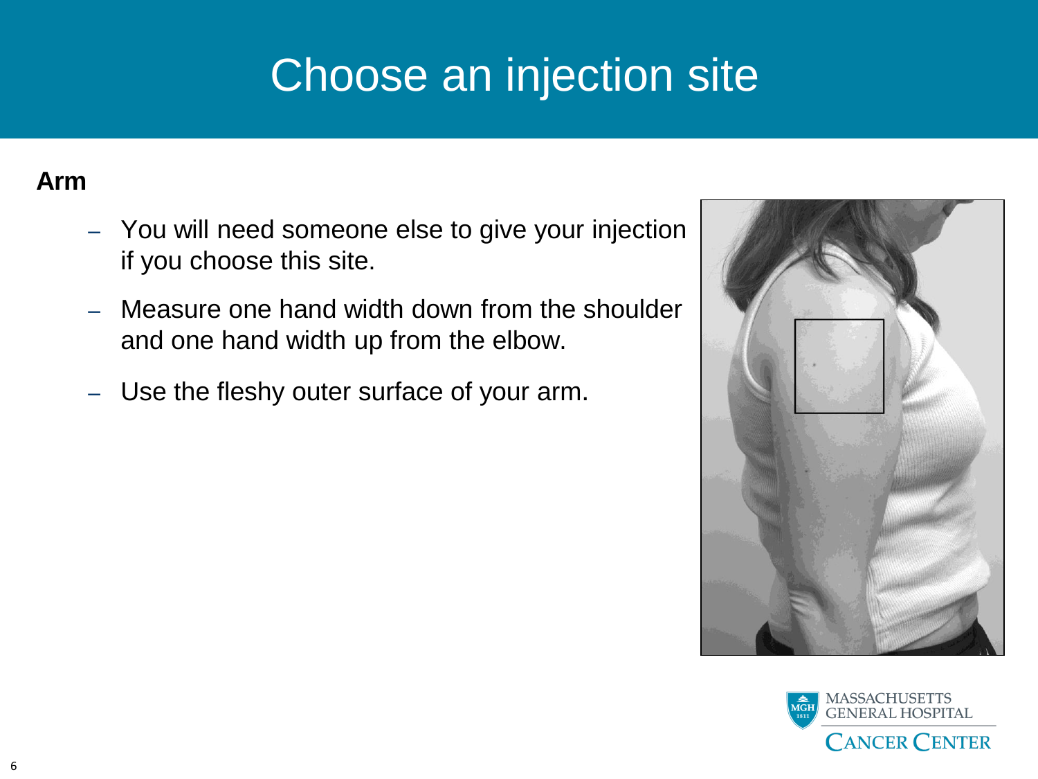# Choose an injection site

**Arm**

- You will need someone else to give your injection if you choose this site.
- Measure one hand width down from the shoulder and one hand width up from the elbow.
- Use the fleshy outer surface of your arm.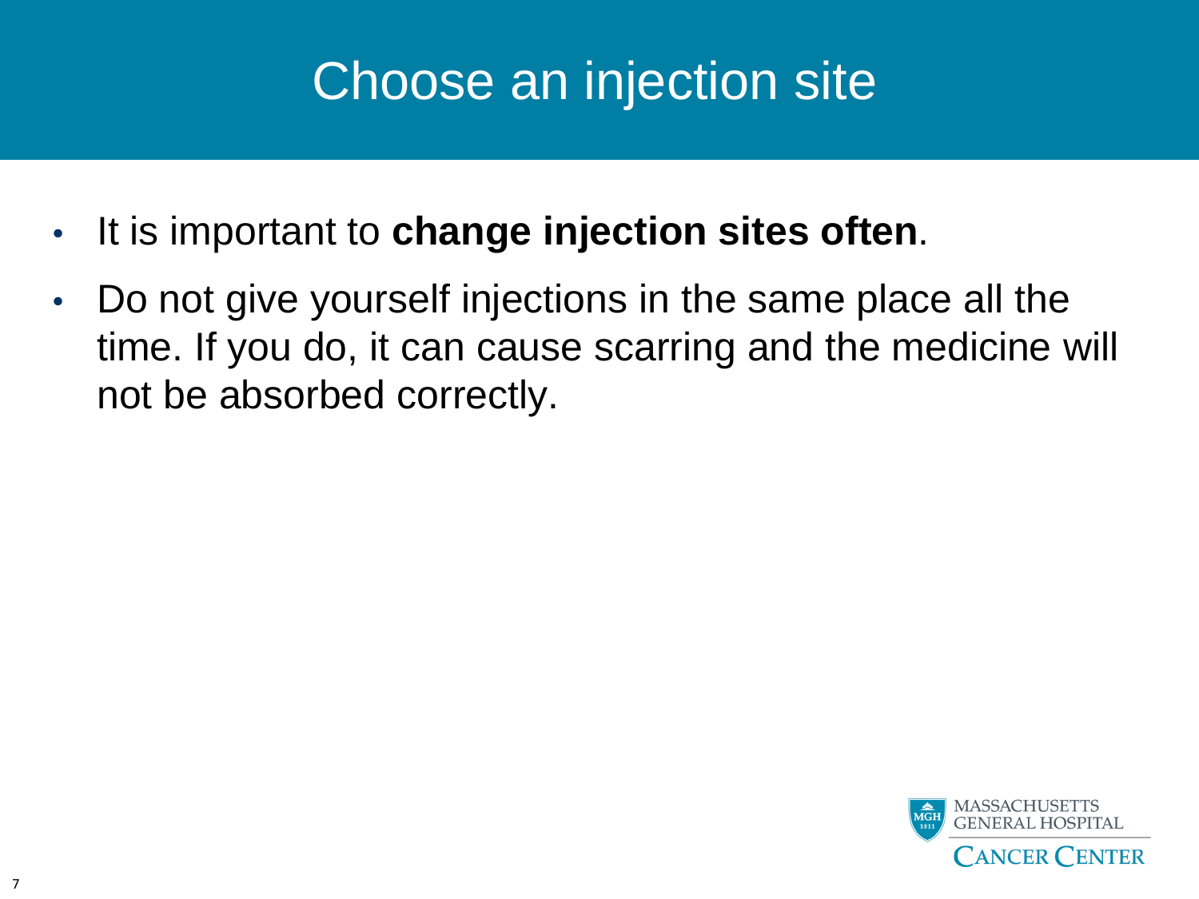# Choose an injection site

- It is important to **change injection sites often**.
- Do not give yourself injections in the same place all the time. If you do, it can cause scarring and the medicine will not be absorbed correctly.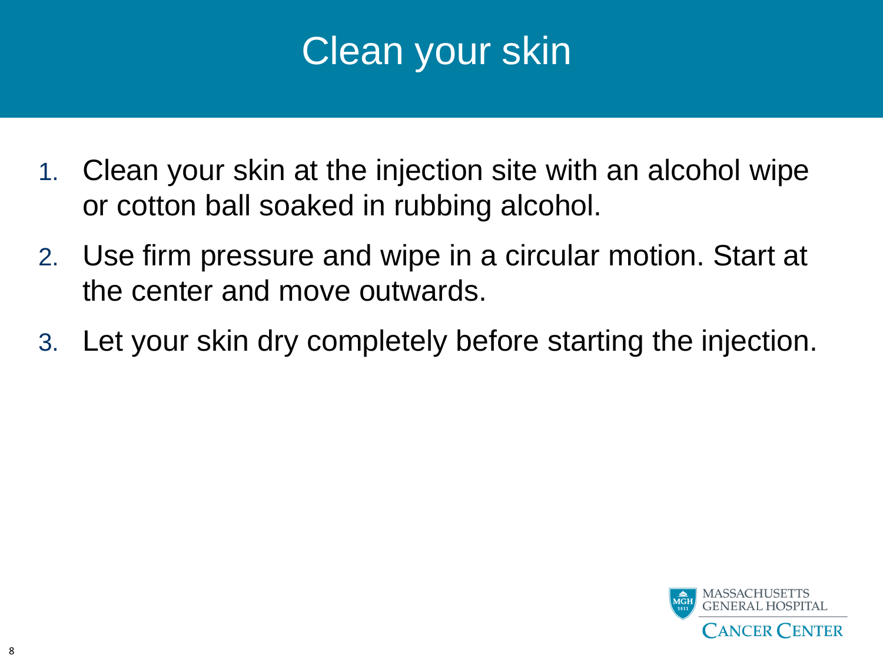# Clean your skin

1. Clean your skin at the injection site with an alcohol wipe or cotton ball soaked in rubbing alcohol.
2. Use firm pressure and wipe in a circular motion. Start at the center and move outwards.
3. Let your skin dry completely before starting the injection.

MASSACHUSETTS GENERAL HOSPITAL CANCER CENTER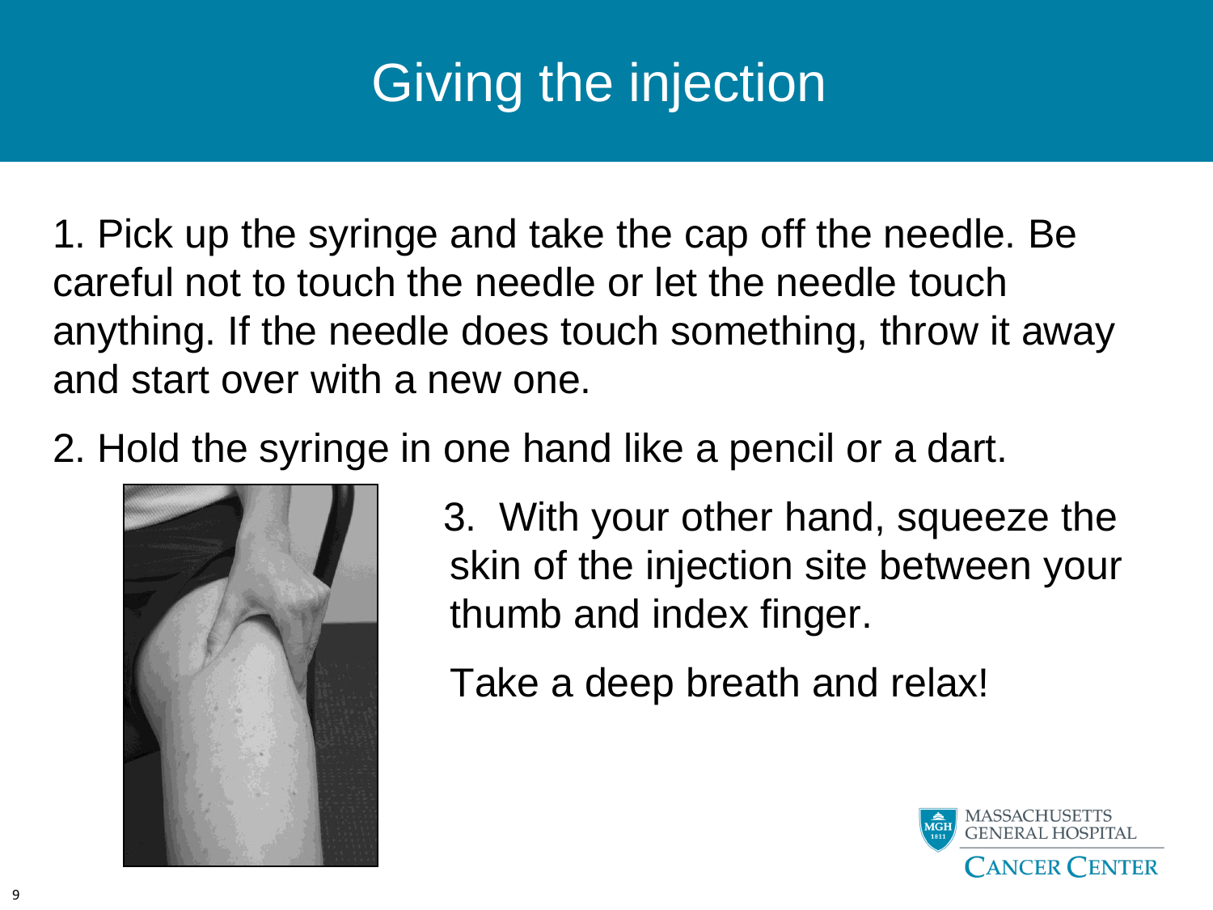# Giving the injection

1. Pick up the syringe and take the cap off the needle. Be careful not to touch the needle or let the needle touch anything. If the needle does touch something, throw it away and start over with a new one.

2. Hold the syringe in one hand like a pencil or a dart.

3. With your other hand, squeeze the skin of the injection site between your thumb and index finger.

Take a deep breath and relax!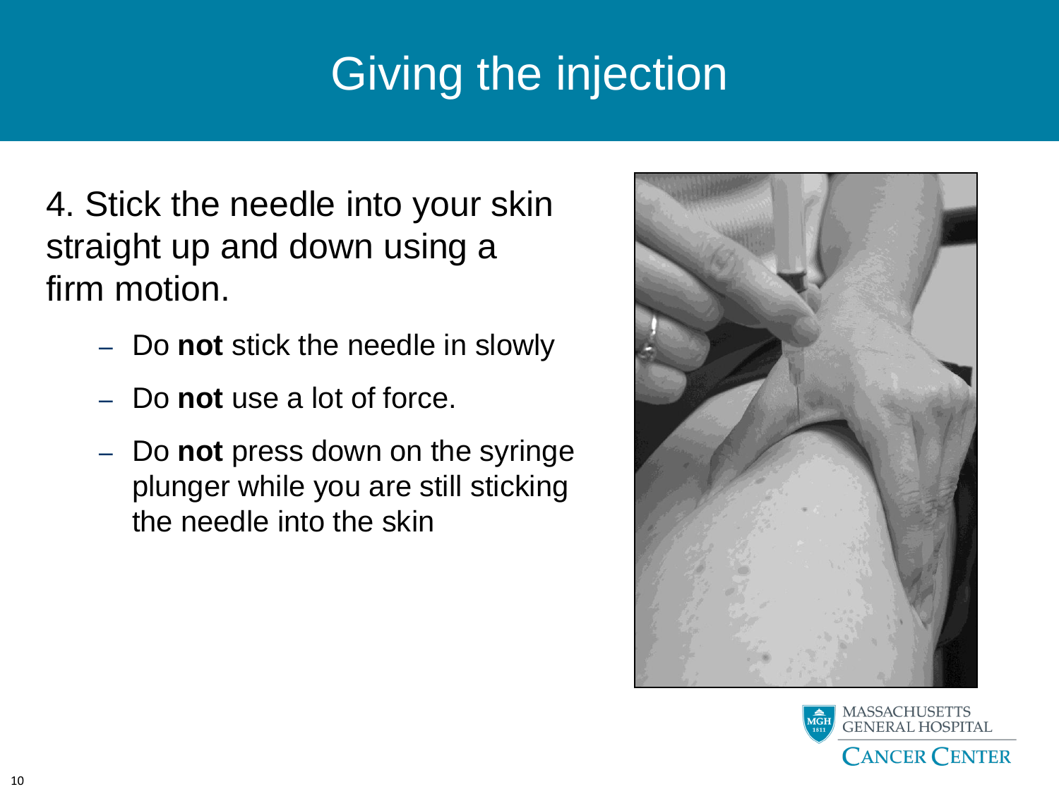# Giving the injection

4. Stick the needle into your skin straight up and down using a firm motion.

   – Do **not** stick the needle in slowly

   – Do **not** use a lot of force.

   – Do **not** press down on the syringe plunger while you are still sticking the needle into the skin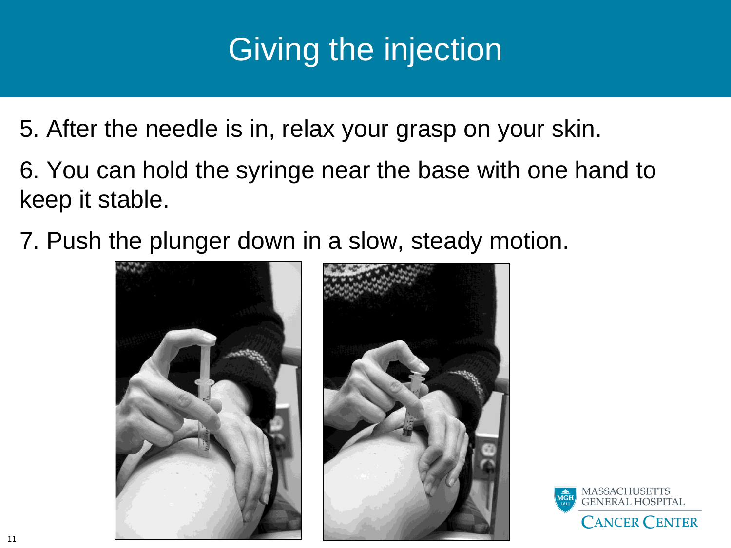# Giving the injection

5. After the needle is in, relax your grasp on your skin.
6. You can hold the syringe near the base with one hand to keep it stable.
7. Push the plunger down in a slow, steady motion.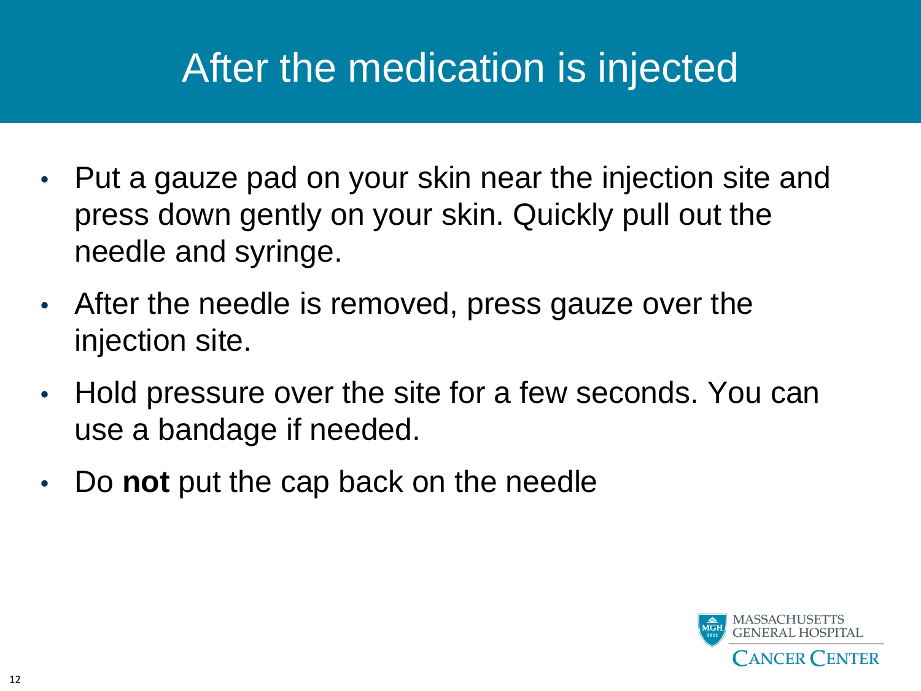# After the medication is injected

- Put a gauze pad on your skin near the injection site and press down gently on your skin. Quickly pull out the needle and syringe.
- After the needle is removed, press gauze over the injection site.
- Hold pressure over the site for a few seconds. You can use a bandage if needed.
- Do **not** put the cap back on the needle

MASSACHUSETTS GENERAL HOSPITAL
CANCER CENTER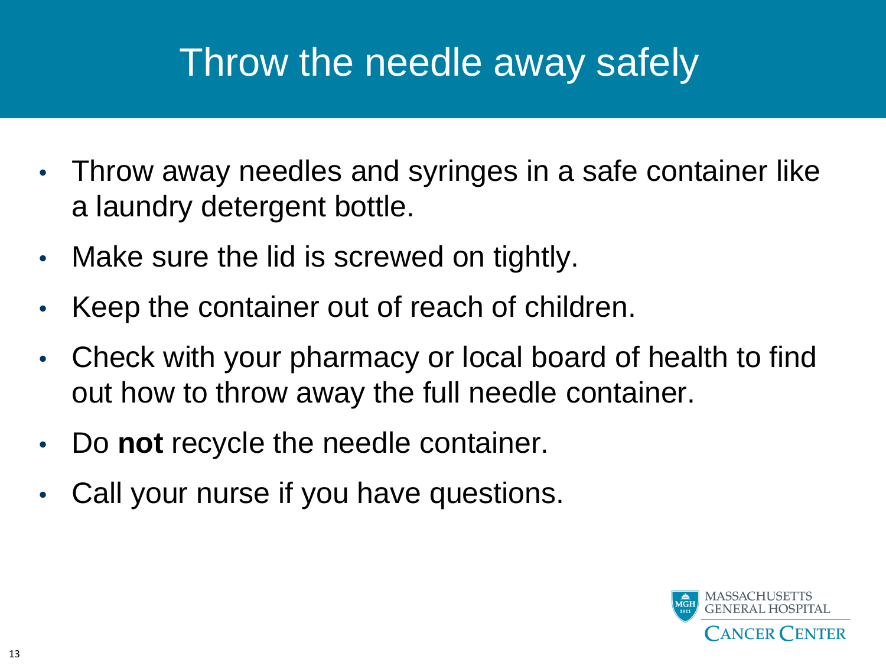# Throw the needle away safely

- Throw away needles and syringes in a safe container like a laundry detergent bottle.
- Make sure the lid is screwed on tightly.
- Keep the container out of reach of children.
- Check with your pharmacy or local board of health to find out how to throw away the full needle container.
- Do **not** recycle the needle container.
- Call your nurse if you have questions.

MASSACHUSETTS GENERAL HOSPITAL
CANCER CENTER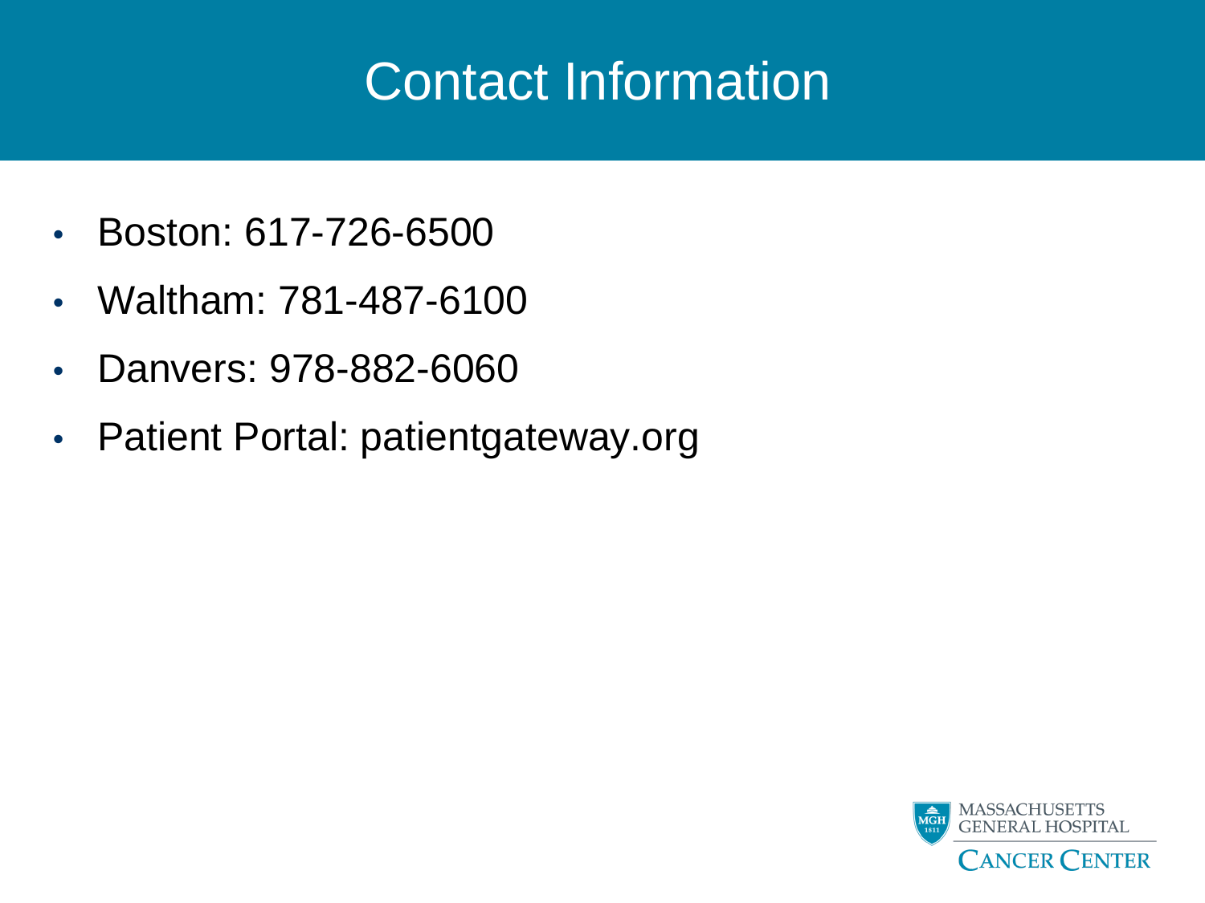# Contact Information

- Boston: 617-726-6500
- Waltham: 781-487-6100
- Danvers: 978-882-6060
- Patient Portal: patientgateway.org

MASSACHUSETTS GENERAL HOSPITAL
CANCER CENTER